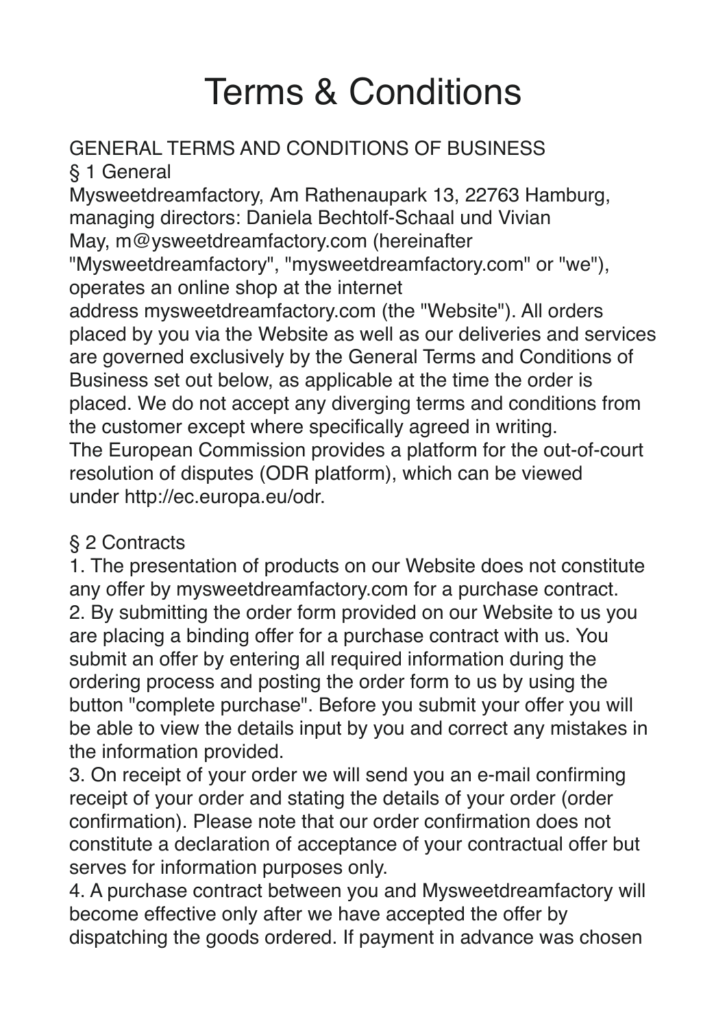# Terms & Conditions

GENERAL TERMS AND CONDITIONS OF BUSINESS

§ 1 General

Mysweetdreamfactory, Am Rathenaupark 13, 22763 Hamburg, managing directors: Daniela Bechtolf-Schaal und Vivian May, m@ysweetdreamfactory.com (hereinafter "Mysweetdreamfactory", "mysweetdreamfactory.com" or "we"), operates an online shop at the internet address mysweetdreamfactory.com (the "Website"). All orders placed by you via the Website as well as our deliveries and services are governed exclusively by the General Terms and Conditions of Business set out below, as applicable at the time the order is placed. We do not accept any diverging terms and conditions from the customer except where specifically agreed in writing.

The European Commission provides a platform for the out-of-court resolution of disputes (ODR platform), which can be viewed under http://ec.europa.eu/odr.

§ 2 Contracts

1. The presentation of products on our Website does not constitute any offer by mysweetdreamfactory.com for a purchase contract.
2. By submitting the order form provided on our Website to us you are placing a binding offer for a purchase contract with us. You submit an offer by entering all required information during the ordering process and posting the order form to us by using the button "complete purchase". Before you submit your offer you will be able to view the details input by you and correct any mistakes in the information provided.
3. On receipt of your order we will send you an e-mail confirming receipt of your order and stating the details of your order (order confirmation). Please note that our order confirmation does not constitute a declaration of acceptance of your contractual offer but serves for information purposes only.
4. A purchase contract between you and Mysweetdreamfactory will become effective only after we have accepted the offer by dispatching the goods ordered. If payment in advance was chosen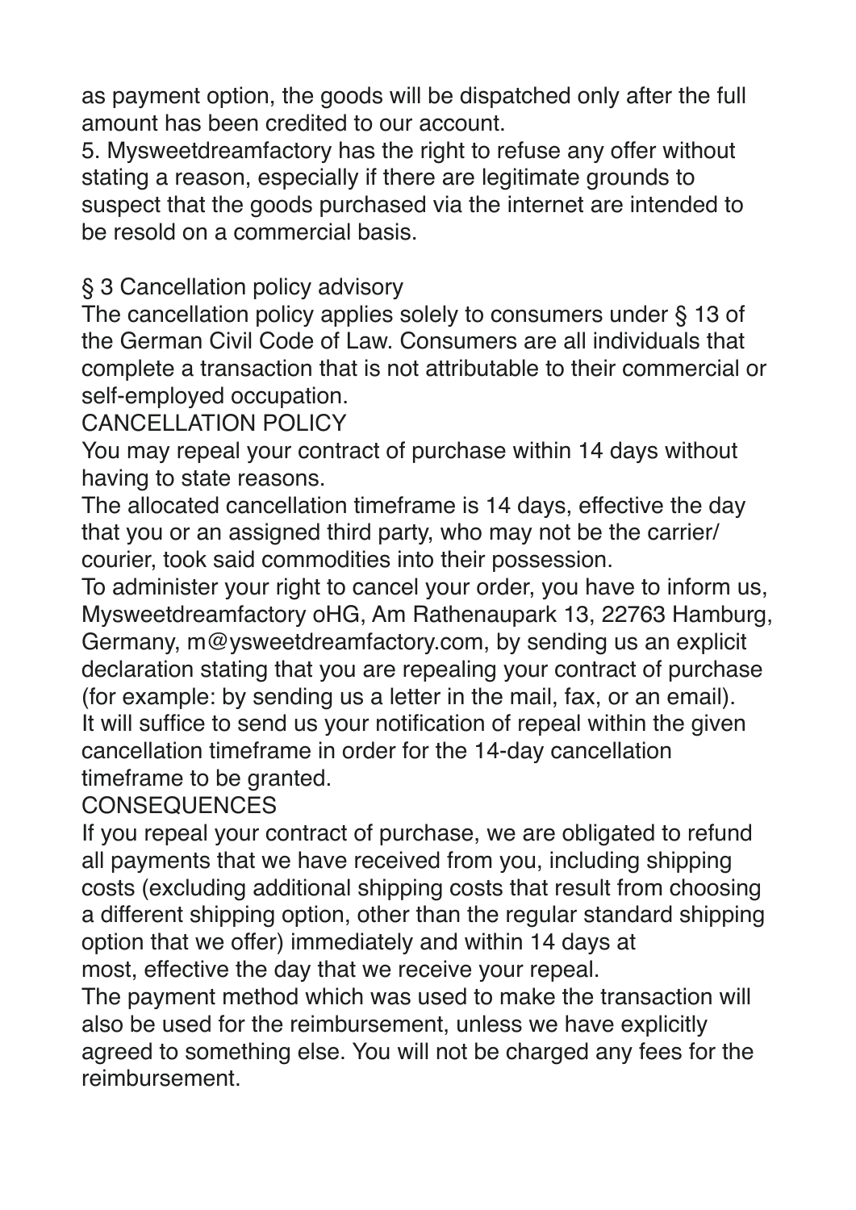as payment option, the goods will be dispatched only after the full amount has been credited to our account.

5. Mysweetdreamfactory has the right to refuse any offer without stating a reason, especially if there are legitimate grounds to suspect that the goods purchased via the internet are intended to be resold on a commercial basis.

## § 3 Cancellation policy advisory

The cancellation policy applies solely to consumers under § 13 of the German Civil Code of Law. Consumers are all individuals that complete a transaction that is not attributable to their commercial or self-employed occupation.

### CANCELLATION POLICY

You may repeal your contract of purchase within 14 days without having to state reasons.

The allocated cancellation timeframe is 14 days, effective the day that you or an assigned third party, who may not be the carrier/courier, took said commodities into their possession.

To administer your right to cancel your order, you have to inform us, Mysweetdreamfactory oHG, Am Rathenaupark 13, 22763 Hamburg, Germany, m@ysweetdreamfactory.com, by sending us an explicit declaration stating that you are repealing your contract of purchase (for example: by sending us a letter in the mail, fax, or an email). It will suffice to send us your notification of repeal within the given cancellation timeframe in order for the 14-day cancellation timeframe to be granted.

### CONSEQUENCES

If you repeal your contract of purchase, we are obligated to refund all payments that we have received from you, including shipping costs (excluding additional shipping costs that result from choosing a different shipping option, other than the regular standard shipping option that we offer) immediately and within 14 days at most, effective the day that we receive your repeal.

The payment method which was used to make the transaction will also be used for the reimbursement, unless we have explicitly agreed to something else. You will not be charged any fees for the reimbursement.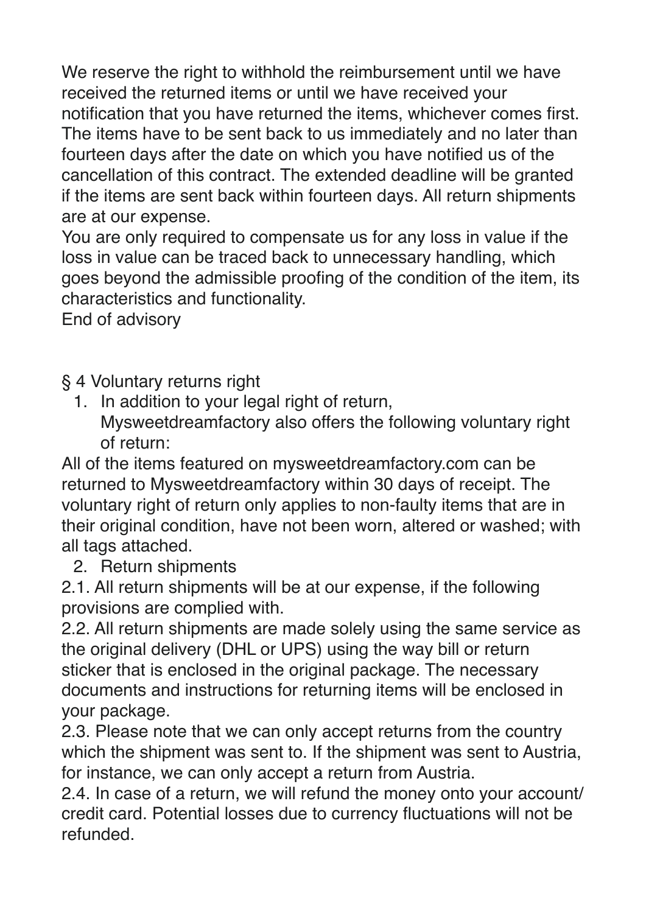We reserve the right to withhold the reimbursement until we have received the returned items or until we have received your notification that you have returned the items, whichever comes first. The items have to be sent back to us immediately and no later than fourteen days after the date on which you have notified us of the cancellation of this contract. The extended deadline will be granted if the items are sent back within fourteen days. All return shipments are at our expense.

You are only required to compensate us for any loss in value if the loss in value can be traced back to unnecessary handling, which goes beyond the admissible proofing of the condition of the item, its characteristics and functionality.

End of advisory

§ 4 Voluntary returns right

1. In addition to your legal right of return, Mysweetdreamfactory also offers the following voluntary right of return:

All of the items featured on mysweetdreamfactory.com can be returned to Mysweetdreamfactory within 30 days of receipt. The voluntary right of return only applies to non-faulty items that are in their original condition, have not been worn, altered or washed; with all tags attached.

2. Return shipments

2.1. All return shipments will be at our expense, if the following provisions are complied with.

2.2. All return shipments are made solely using the same service as the original delivery (DHL or UPS) using the way bill or return sticker that is enclosed in the original package. The necessary documents and instructions for returning items will be enclosed in your package.

2.3. Please note that we can only accept returns from the country which the shipment was sent to. If the shipment was sent to Austria, for instance, we can only accept a return from Austria.

2.4. In case of a return, we will refund the money onto your account/ credit card. Potential losses due to currency fluctuations will not be refunded.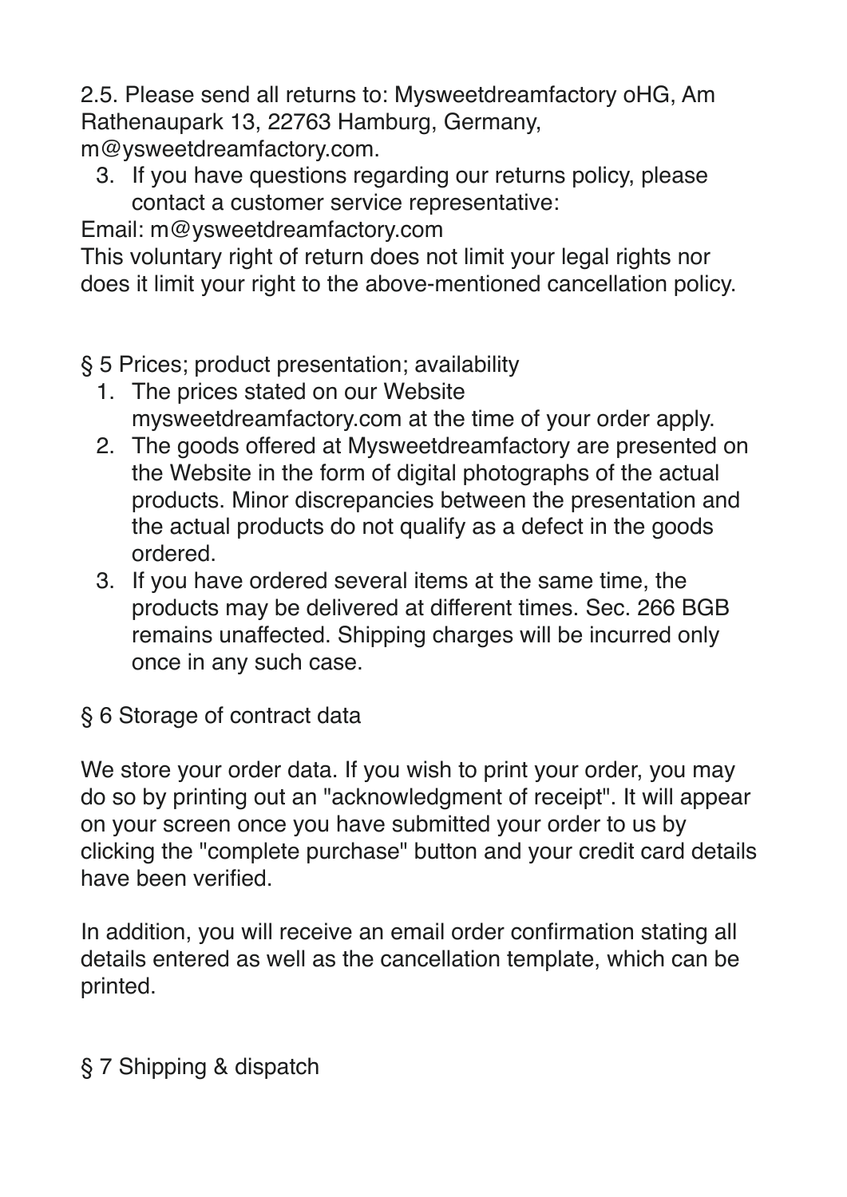2.5. Please send all returns to: Mysweetdreamfactory oHG, Am Rathenaupark 13, 22763 Hamburg, Germany, m@ysweetdreamfactory.com.

3. If you have questions regarding our returns policy, please contact a customer service representative:

Email: m@ysweetdreamfactory.com
This voluntary right of return does not limit your legal rights nor does it limit your right to the above-mentioned cancellation policy.

§ 5 Prices; product presentation; availability

1. The prices stated on our Website mysweetdreamfactory.com at the time of your order apply.
2. The goods offered at Mysweetdreamfactory are presented on the Website in the form of digital photographs of the actual products. Minor discrepancies between the presentation and the actual products do not qualify as a defect in the goods ordered.
3. If you have ordered several items at the same time, the products may be delivered at different times. Sec. 266 BGB remains unaffected. Shipping charges will be incurred only once in any such case.

§ 6 Storage of contract data

We store your order data. If you wish to print your order, you may do so by printing out an "acknowledgment of receipt". It will appear on your screen once you have submitted your order to us by clicking the "complete purchase" button and your credit card details have been verified.

In addition, you will receive an email order confirmation stating all details entered as well as the cancellation template, which can be printed.

§ 7 Shipping & dispatch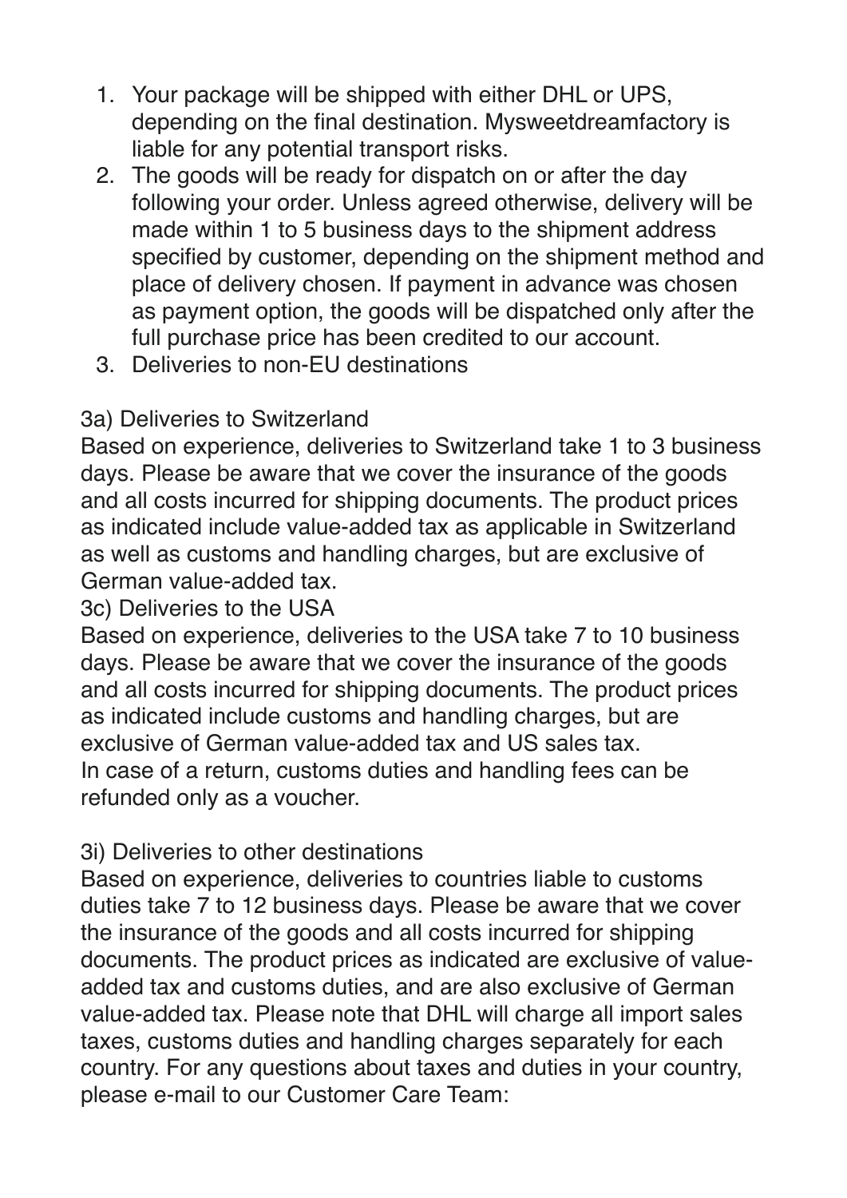1. Your package will be shipped with either DHL or UPS, depending on the final destination. Mysweetdreamfactory is liable for any potential transport risks.
2. The goods will be ready for dispatch on or after the day following your order. Unless agreed otherwise, delivery will be made within 1 to 5 business days to the shipment address specified by customer, depending on the shipment method and place of delivery chosen. If payment in advance was chosen as payment option, the goods will be dispatched only after the full purchase price has been credited to our account.
3. Deliveries to non-EU destinations

3a) Deliveries to Switzerland
Based on experience, deliveries to Switzerland take 1 to 3 business days. Please be aware that we cover the insurance of the goods and all costs incurred for shipping documents. The product prices as indicated include value-added tax as applicable in Switzerland as well as customs and handling charges, but are exclusive of German value-added tax.
3c) Deliveries to the USA
Based on experience, deliveries to the USA take 7 to 10 business days. Please be aware that we cover the insurance of the goods and all costs incurred for shipping documents. The product prices as indicated include customs and handling charges, but are exclusive of German value-added tax and US sales tax.
In case of a return, customs duties and handling fees can be refunded only as a voucher.

3i) Deliveries to other destinations
Based on experience, deliveries to countries liable to customs duties take 7 to 12 business days. Please be aware that we cover the insurance of the goods and all costs incurred for shipping documents. The product prices as indicated are exclusive of value-added tax and customs duties, and are also exclusive of German value-added tax. Please note that DHL will charge all import sales taxes, customs duties and handling charges separately for each country. For any questions about taxes and duties in your country, please e-mail to our Customer Care Team: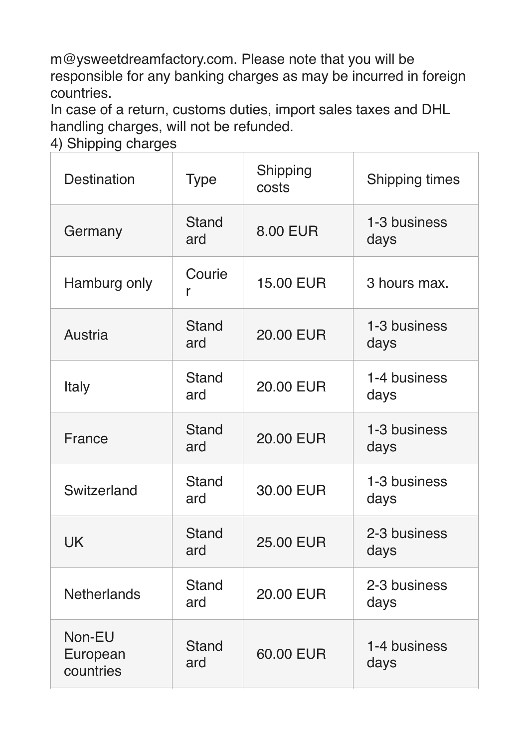m@ysweetdreamfactory.com. Please note that you will be responsible for any banking charges as may be incurred in foreign countries.
In case of a return, customs duties, import sales taxes and DHL handling charges, will not be refunded.
4) Shipping charges

| Destination | Type | Shipping costs | Shipping times |
|---|---|---|---|
| Germany | Standard | 8.00 EUR | 1-3 business days |
| Hamburg only | Courier | 15.00 EUR | 3 hours max. |
| Austria | Standard | 20.00 EUR | 1-3 business days |
| Italy | Standard | 20.00 EUR | 1-4 business days |
| France | Standard | 20.00 EUR | 1-3 business days |
| Switzerland | Standard | 30.00 EUR | 1-3 business days |
| UK | Standard | 25.00 EUR | 2-3 business days |
| Netherlands | Standard | 20.00 EUR | 2-3 business days |
| Non-EU European countries | Standard | 60.00 EUR | 1-4 business days |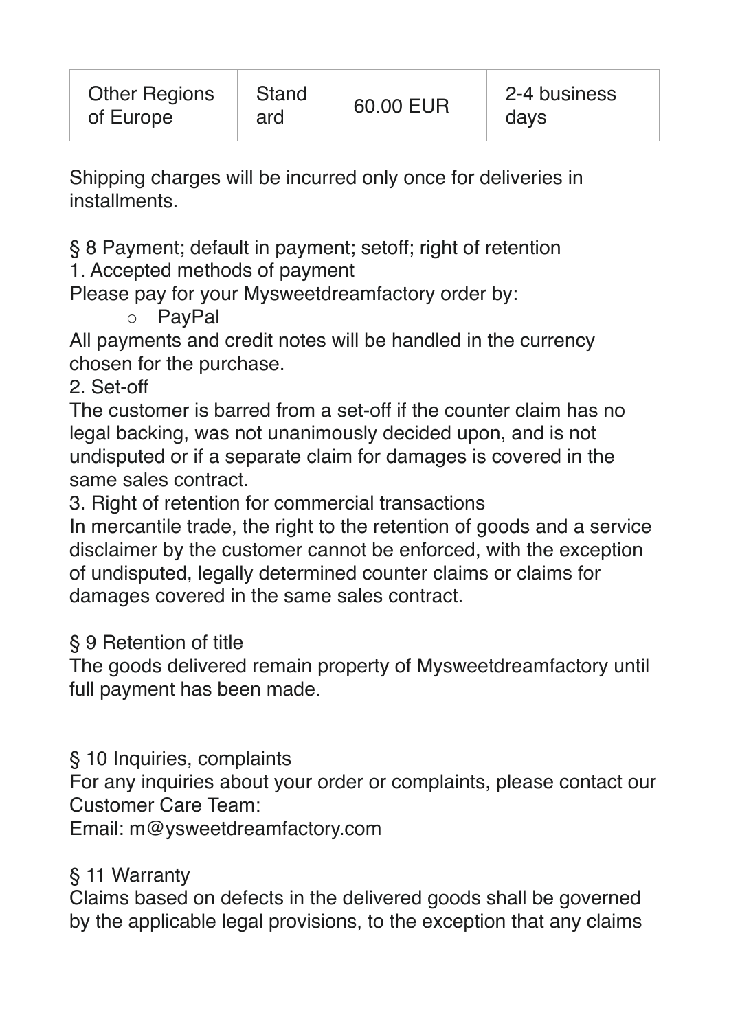| Other Regions of Europe | Standard | 60.00 EUR | 2-4 business days |
|---|---|---|---|

Shipping charges will be incurred only once for deliveries in installments.

§ 8 Payment; default in payment; setoff; right of retention

1. Accepted methods of payment

Please pay for your Mysweetdreamfactory order by:

- PayPal

All payments and credit notes will be handled in the currency chosen for the purchase.

2. Set-off

The customer is barred from a set-off if the counter claim has no legal backing, was not unanimously decided upon, and is not undisputed or if a separate claim for damages is covered in the same sales contract.

3. Right of retention for commercial transactions

In mercantile trade, the right to the retention of goods and a service disclaimer by the customer cannot be enforced, with the exception of undisputed, legally determined counter claims or claims for damages covered in the same sales contract.

§ 9 Retention of title

The goods delivered remain property of Mysweetdreamfactory until full payment has been made.

§ 10 Inquiries, complaints

For any inquiries about your order or complaints, please contact our Customer Care Team:

Email: m@ysweetdreamfactory.com

§ 11 Warranty

Claims based on defects in the delivered goods shall be governed by the applicable legal provisions, to the exception that any claims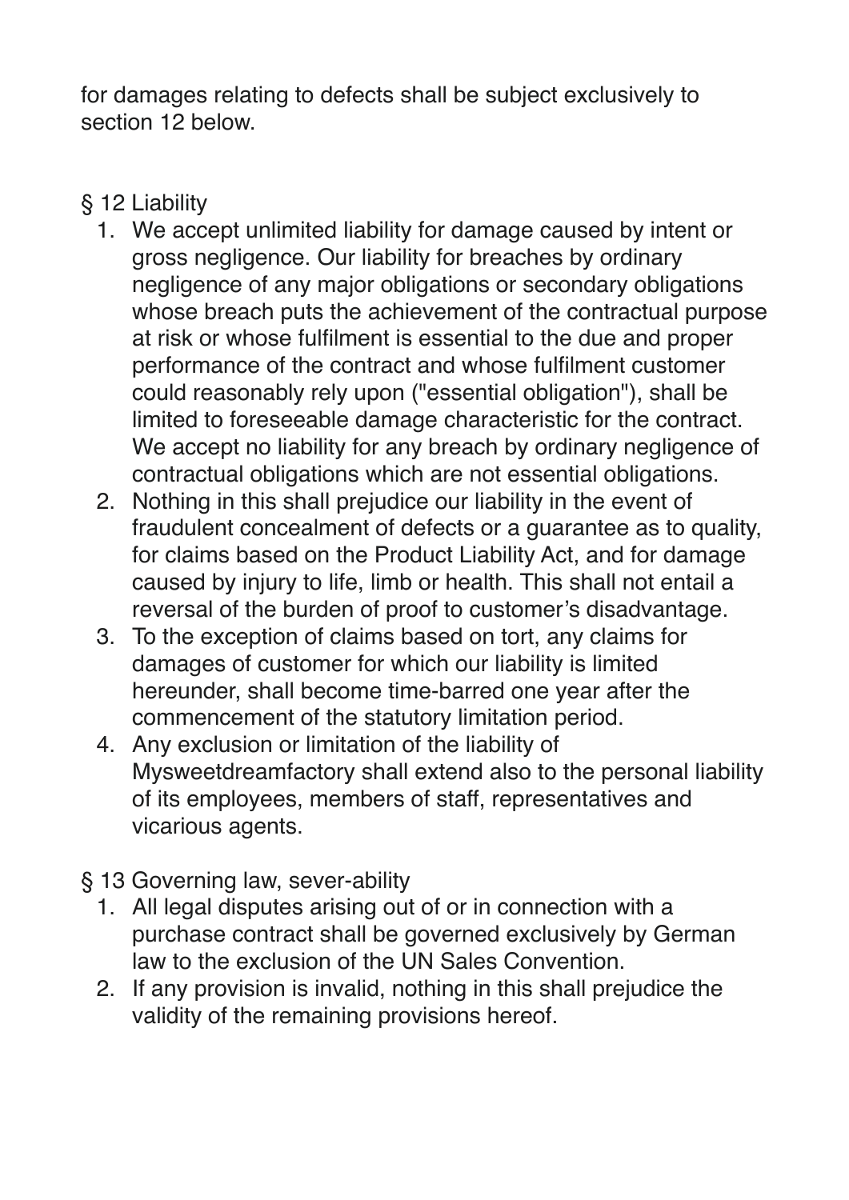for damages relating to defects shall be subject exclusively to section 12 below.

## § 12 Liability

1. We accept unlimited liability for damage caused by intent or gross negligence. Our liability for breaches by ordinary negligence of any major obligations or secondary obligations whose breach puts the achievement of the contractual purpose at risk or whose fulfilment is essential to the due and proper performance of the contract and whose fulfilment customer could reasonably rely upon ("essential obligation"), shall be limited to foreseeable damage characteristic for the contract. We accept no liability for any breach by ordinary negligence of contractual obligations which are not essential obligations.
2. Nothing in this shall prejudice our liability in the event of fraudulent concealment of defects or a guarantee as to quality, for claims based on the Product Liability Act, and for damage caused by injury to life, limb or health. This shall not entail a reversal of the burden of proof to customer's disadvantage.
3. To the exception of claims based on tort, any claims for damages of customer for which our liability is limited hereunder, shall become time-barred one year after the commencement of the statutory limitation period.
4. Any exclusion or limitation of the liability of Mysweetdreamfactory shall extend also to the personal liability of its employees, members of staff, representatives and vicarious agents.

## § 13 Governing law, sever-ability

1. All legal disputes arising out of or in connection with a purchase contract shall be governed exclusively by German law to the exclusion of the UN Sales Convention.
2. If any provision is invalid, nothing in this shall prejudice the validity of the remaining provisions hereof.